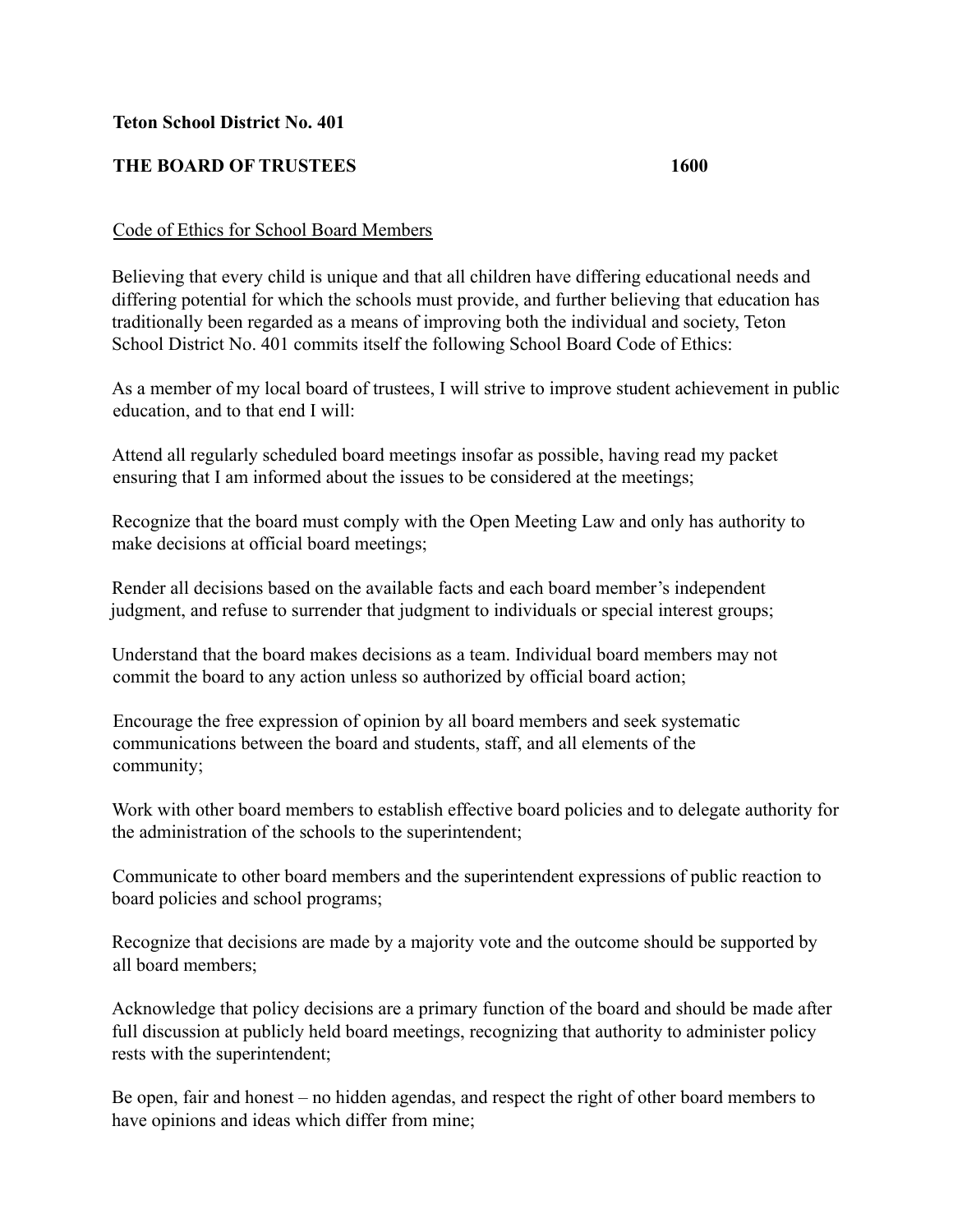**Teton School District No. 401**

**THE BOARD OF TRUSTEES 1600**

Code of Ethics for School Board Members

Believing that every child is unique and that all children have differing educational needs and differing potential for which the schools must provide, and further believing that education has traditionally been regarded as a means of improving both the individual and society, Teton School District No. 401 commits itself the following School Board Code of Ethics:

As a member of my local board of trustees, I will strive to improve student achievement in public education, and to that end I will:

Attend all regularly scheduled board meetings insofar as possible, having read my packet ensuring that I am informed about the issues to be considered at the meetings;

Recognize that the board must comply with the Open Meeting Law and only has authority to make decisions at official board meetings;

Render all decisions based on the available facts and each board member's independent judgment, and refuse to surrender that judgment to individuals or special interest groups;

Understand that the board makes decisions as a team. Individual board members may not commit the board to any action unless so authorized by official board action;

Encourage the free expression of opinion by all board members and seek systematic communications between the board and students, staff, and all elements of the community;

Work with other board members to establish effective board policies and to delegate authority for the administration of the schools to the superintendent;

Communicate to other board members and the superintendent expressions of public reaction to board policies and school programs;

Recognize that decisions are made by a majority vote and the outcome should be supported by all board members;

Acknowledge that policy decisions are a primary function of the board and should be made after full discussion at publicly held board meetings, recognizing that authority to administer policy rests with the superintendent;

Be open, fair and honest – no hidden agendas, and respect the right of other board members to have opinions and ideas which differ from mine;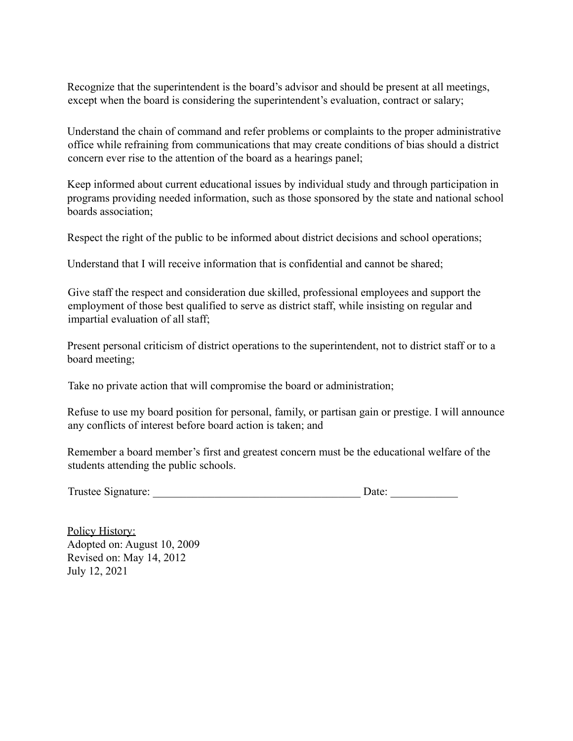Recognize that the superintendent is the board's advisor and should be present at all meetings, except when the board is considering the superintendent's evaluation, contract or salary;

Understand the chain of command and refer problems or complaints to the proper administrative office while refraining from communications that may create conditions of bias should a district concern ever rise to the attention of the board as a hearings panel;

Keep informed about current educational issues by individual study and through participation in programs providing needed information, such as those sponsored by the state and national school boards association;

Respect the right of the public to be informed about district decisions and school operations;

Understand that I will receive information that is confidential and cannot be shared;

Give staff the respect and consideration due skilled, professional employees and support the employment of those best qualified to serve as district staff, while insisting on regular and impartial evaluation of all staff;

Present personal criticism of district operations to the superintendent, not to district staff or to a board meeting;

Take no private action that will compromise the board or administration;

Refuse to use my board position for personal, family, or partisan gain or prestige. I will announce any conflicts of interest before board action is taken; and

Remember a board member's first and greatest concern must be the educational welfare of the students attending the public schools.

Trustee Signature: _____________________________________ Date: ____________

<u>Policy History:</u>
Adopted on: August 10, 2009
Revised on: May 14, 2012
July 12, 2021